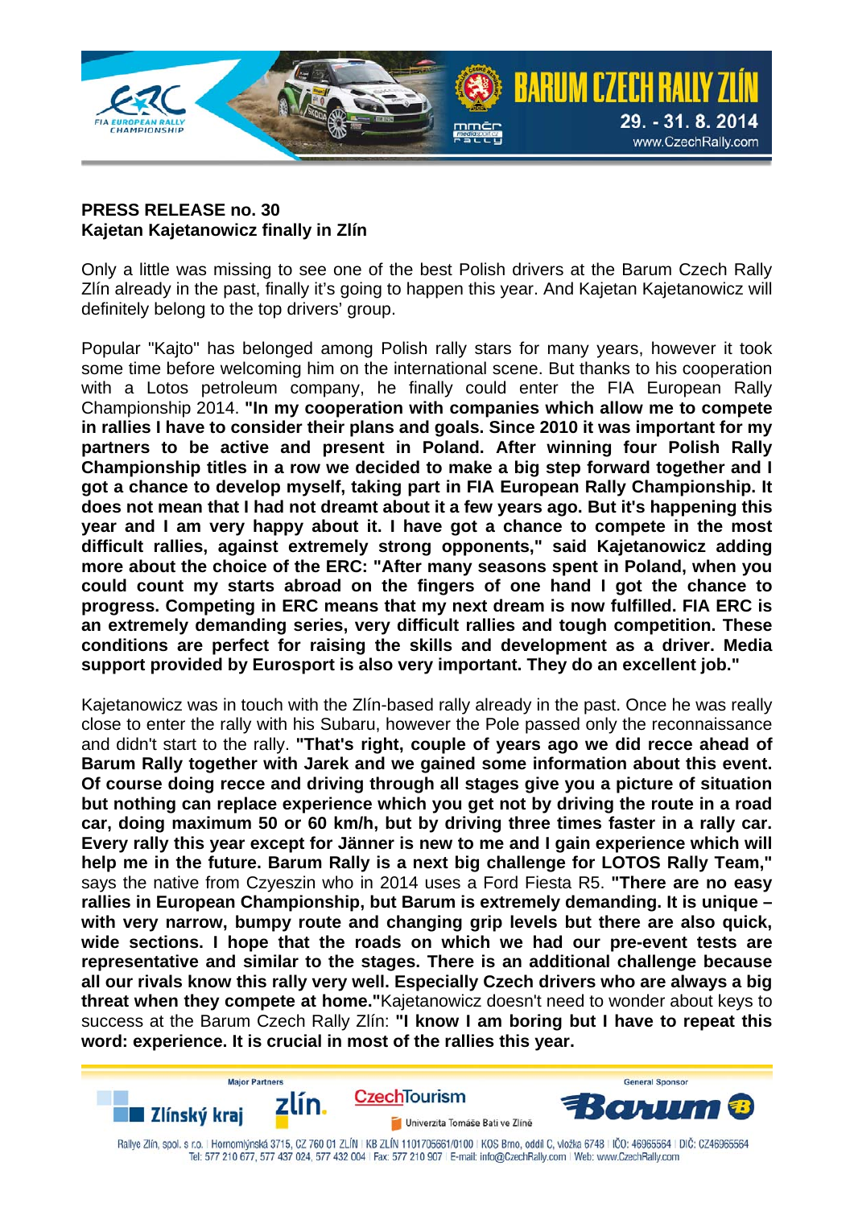**PRESS RELEASE no. 30**
**Kajetan Kajetanowicz finally in Zlín**

Only a little was missing to see one of the best Polish drivers at the Barum Czech Rally Zlín already in the past, finally it's going to happen this year. And Kajetan Kajetanowicz will definitely belong to the top drivers' group.

Popular "Kajto" has belonged among Polish rally stars for many years, however it took some time before welcoming him on the international scene. But thanks to his cooperation with a Lotos petroleum company, he finally could enter the FIA European Rally Championship 2014. **"In my cooperation with companies which allow me to compete in rallies I have to consider their plans and goals. Since 2010 it was important for my partners to be active and present in Poland. After winning four Polish Rally Championship titles in a row we decided to make a big step forward together and I got a chance to develop myself, taking part in FIA European Rally Championship. It does not mean that I had not dreamt about it a few years ago. But it's happening this year and I am very happy about it. I have got a chance to compete in the most difficult rallies, against extremely strong opponents," said Kajetanowicz adding more about the choice of the ERC: "After many seasons spent in Poland, when you could count my starts abroad on the fingers of one hand I got the chance to progress. Competing in ERC means that my next dream is now fulfilled. FIA ERC is an extremely demanding series, very difficult rallies and tough competition. These conditions are perfect for raising the skills and development as a driver. Media support provided by Eurosport is also very important. They do an excellent job."**

Kajetanowicz was in touch with the Zlín-based rally already in the past. Once he was really close to enter the rally with his Subaru, however the Pole passed only the reconnaissance and didn't start to the rally. **"That's right, couple of years ago we did recce ahead of Barum Rally together with Jarek and we gained some information about this event. Of course doing recce and driving through all stages give you a picture of situation but nothing can replace experience which you get not by driving the route in a road car, doing maximum 50 or 60 km/h, but by driving three times faster in a rally car. Every rally this year except for Jänner is new to me and I gain experience which will help me in the future. Barum Rally is a next big challenge for LOTOS Rally Team,"** says the native from Czyeszin who in 2014 uses a Ford Fiesta R5. **"There are no easy rallies in European Championship, but Barum is extremely demanding. It is unique – with very narrow, bumpy route and changing grip levels but there are also quick, wide sections. I hope that the roads on which we had our pre-event tests are representative and similar to the stages. There is an additional challenge because all our rivals know this rally very well. Especially Czech drivers who are always a big threat when they compete at home."**Kajetanowicz doesn't need to wonder about keys to success at the Barum Czech Rally Zlín: **"I know I am boring but I have to repeat this word: experience. It is crucial in most of the rallies this year.**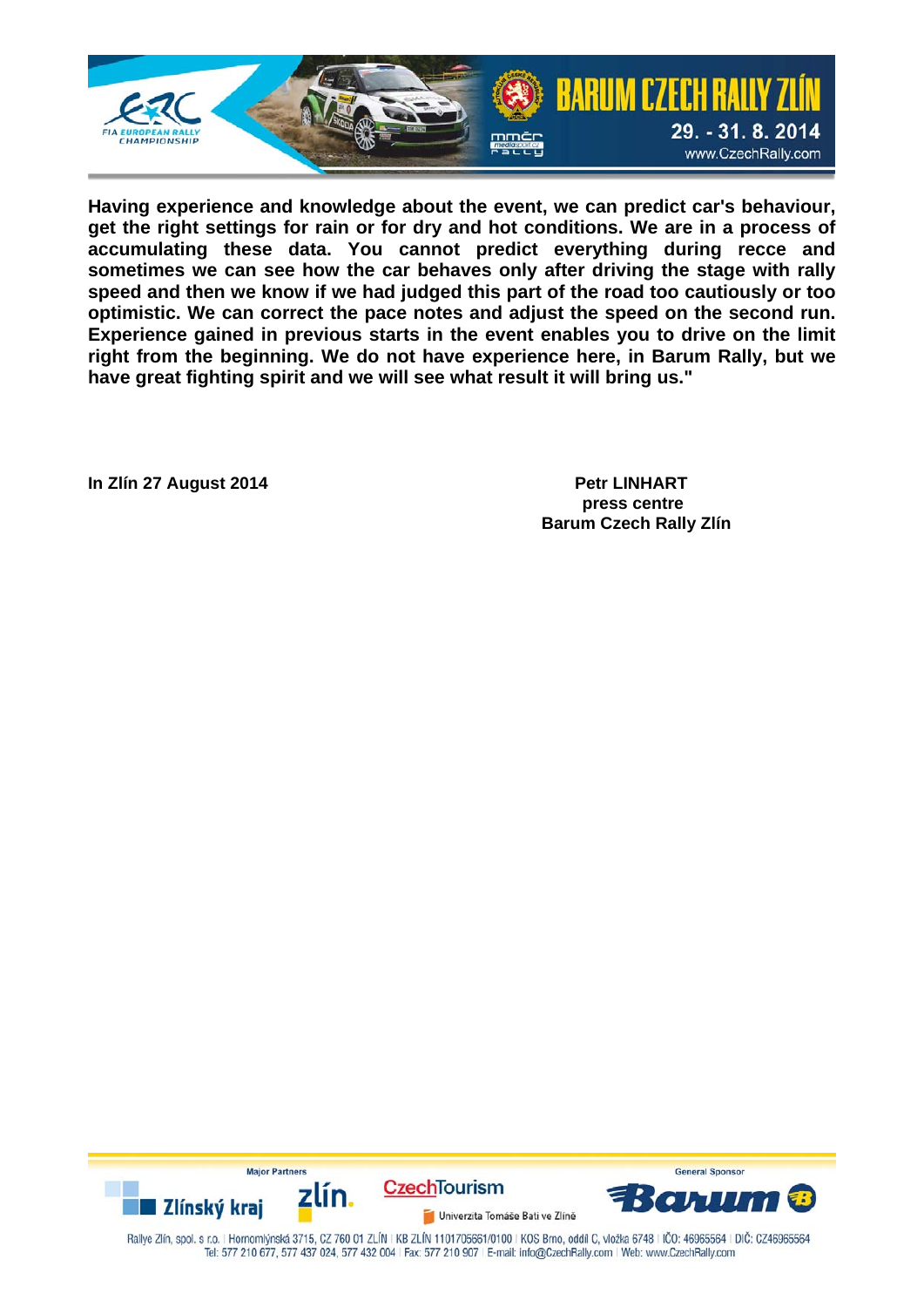**Having experience and knowledge about the event, we can predict car's behaviour, get the right settings for rain or for dry and hot conditions. We are in a process of accumulating these data. You cannot predict everything during recce and sometimes we can see how the car behaves only after driving the stage with rally speed and then we know if we had judged this part of the road too cautiously or too optimistic. We can correct the pace notes and adjust the speed on the second run. Experience gained in previous starts in the event enables you to drive on the limit right from the beginning. We do not have experience here, in Barum Rally, but we have great fighting spirit and we will see what result it will bring us."**

**In Zlín 27 August 2014**

**Petr LINHART**
**press centre**
**Barum Czech Rally Zlín**